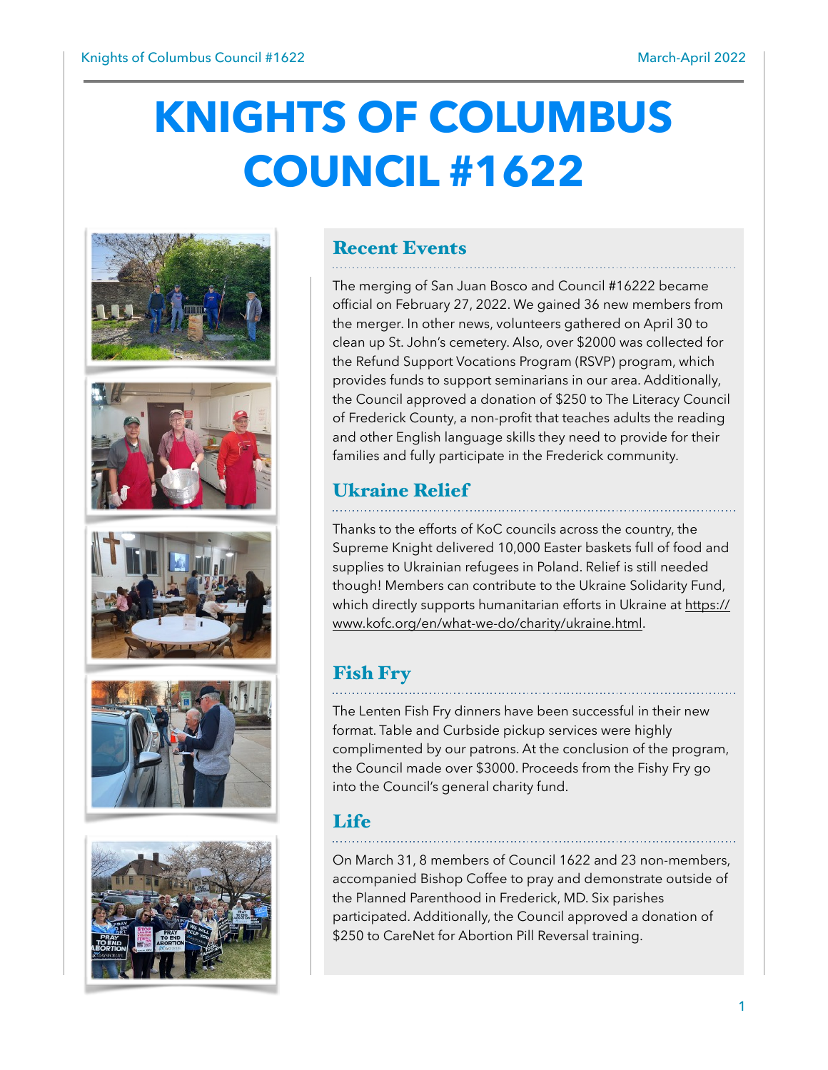# KNIGHTS OF COLUMBUS COUNCIL #1622

## Recent Events

The merging of San Juan Bosco and Council #16222 became official on February 27, 2022. We gained 36 new members from the merger. In other news, volunteers gathered on April 30 to clean up St. John's cemetery. Also, over $2000 was collected for the Refund Support Vocations Program (RSVP) program, which provides funds to support seminarians in our area. Additionally, the Council approved a donation of $250 to The Literacy Council of Frederick County, a non-profit that teaches adults the reading and other English language skills they need to provide for their families and fully participate in the Frederick community.

## Ukraine Relief

Thanks to the efforts of KoC councils across the country, the Supreme Knight delivered 10,000 Easter baskets full of food and supplies to Ukrainian refugees in Poland. Relief is still needed though! Members can contribute to the Ukraine Solidarity Fund, which directly supports humanitarian efforts in Ukraine at https://www.kofc.org/en/what-we-do/charity/ukraine.html.

## Fish Fry

The Lenten Fish Fry dinners have been successful in their new format. Table and Curbside pickup services were highly complimented by our patrons. At the conclusion of the program, the Council made over $3000. Proceeds from the Fishy Fry go into the Council's general charity fund.

## Life

On March 31, 8 members of Council 1622 and 23 non-members, accompanied Bishop Coffee to pray and demonstrate outside of the Planned Parenthood in Frederick, MD. Six parishes participated. Additionally, the Council approved a donation of $250 to CareNet for Abortion Pill Reversal training.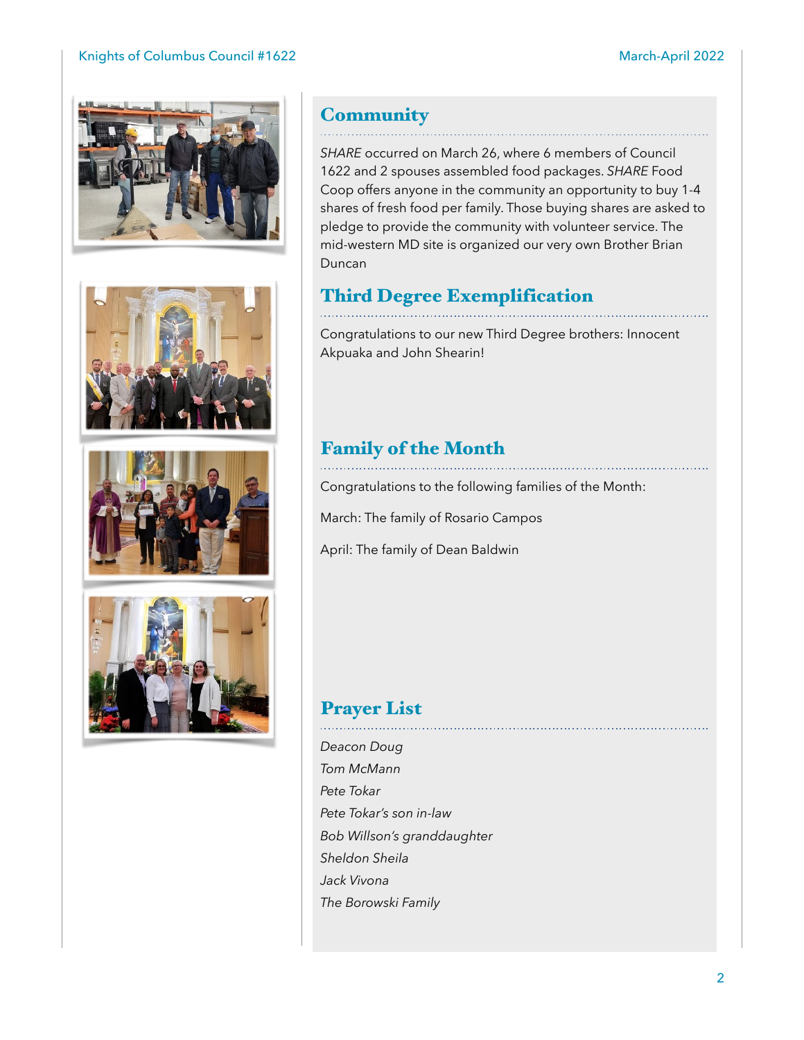## Community

*SHARE* occurred on March 26, where 6 members of Council 1622 and 2 spouses assembled food packages. *SHARE* Food Coop offers anyone in the community an opportunity to buy 1-4 shares of fresh food per family. Those buying shares are asked to pledge to provide the community with volunteer service. The mid-western MD site is organized our very own Brother Brian Duncan

## Third Degree Exemplification

Congratulations to our new Third Degree brothers: Innocent Akpuaka and John Shearin!

## Family of the Month

Congratulations to the following families of the Month:

March: The family of Rosario Campos

April: The family of Dean Baldwin

## Prayer List

*Deacon Doug*

*Tom McMann*

*Pete Tokar*

*Pete Tokar's son in-law*

*Bob Willson's granddaughter*

*Sheldon Sheila*

*Jack Vivona*

*The Borowski Family*